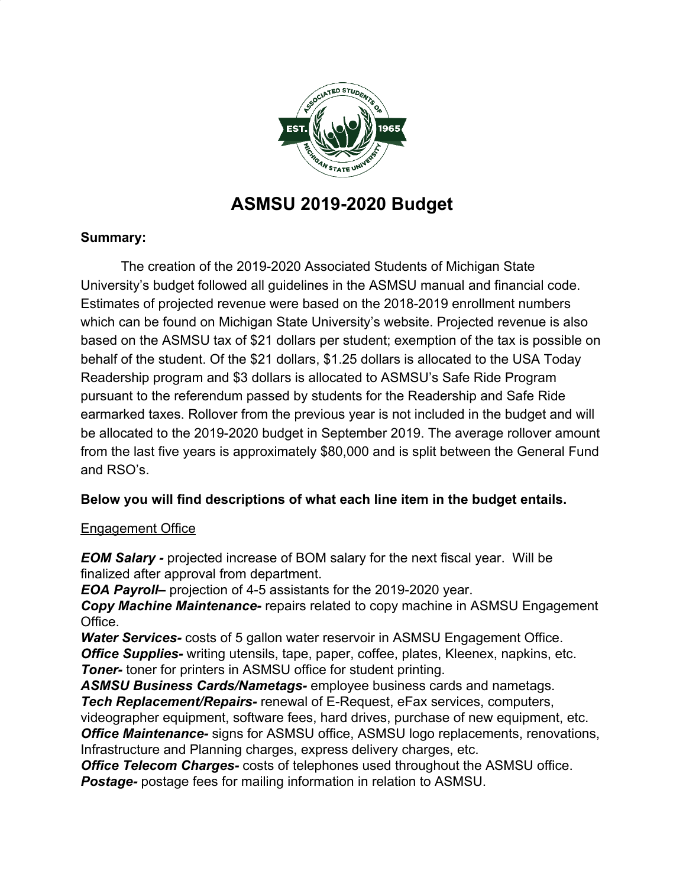# ASMSU 2019-2020 Budget

**Summary:**

The creation of the 2019-2020 Associated Students of Michigan State University's budget followed all guidelines in the ASMSU manual and financial code. Estimates of projected revenue were based on the 2018-2019 enrollment numbers which can be found on Michigan State University's website. Projected revenue is also based on the ASMSU tax of $21 dollars per student; exemption of the tax is possible on behalf of the student. Of the $21 dollars, $1.25 dollars is allocated to the USA Today Readership program and $3 dollars is allocated to ASMSU's Safe Ride Program pursuant to the referendum passed by students for the Readership and Safe Ride earmarked taxes. Rollover from the previous year is not included in the budget and will be allocated to the 2019-2020 budget in September 2019. The average rollover amount from the last five years is approximately $80,000 and is split between the General Fund and RSO's.

**Below you will find descriptions of what each line item in the budget entails.**

<u>Engagement Office</u>

***EOM Salary -*** projected increase of BOM salary for the next fiscal year. Will be finalized after approval from department.
***EOA Payroll–*** projection of 4-5 assistants for the 2019-2020 year.
***Copy Machine Maintenance-*** repairs related to copy machine in ASMSU Engagement Office.
***Water Services-*** costs of 5 gallon water reservoir in ASMSU Engagement Office.
***Office Supplies-*** writing utensils, tape, paper, coffee, plates, Kleenex, napkins, etc.
***Toner-*** toner for printers in ASMSU office for student printing.
***ASMSU Business Cards/Nametags-*** employee business cards and nametags.
***Tech Replacement/Repairs-*** renewal of E-Request, eFax services, computers, videographer equipment, software fees, hard drives, purchase of new equipment, etc.
***Office Maintenance-*** signs for ASMSU office, ASMSU logo replacements, renovations, Infrastructure and Planning charges, express delivery charges, etc.
***Office Telecom Charges-*** costs of telephones used throughout the ASMSU office.
***Postage-*** postage fees for mailing information in relation to ASMSU.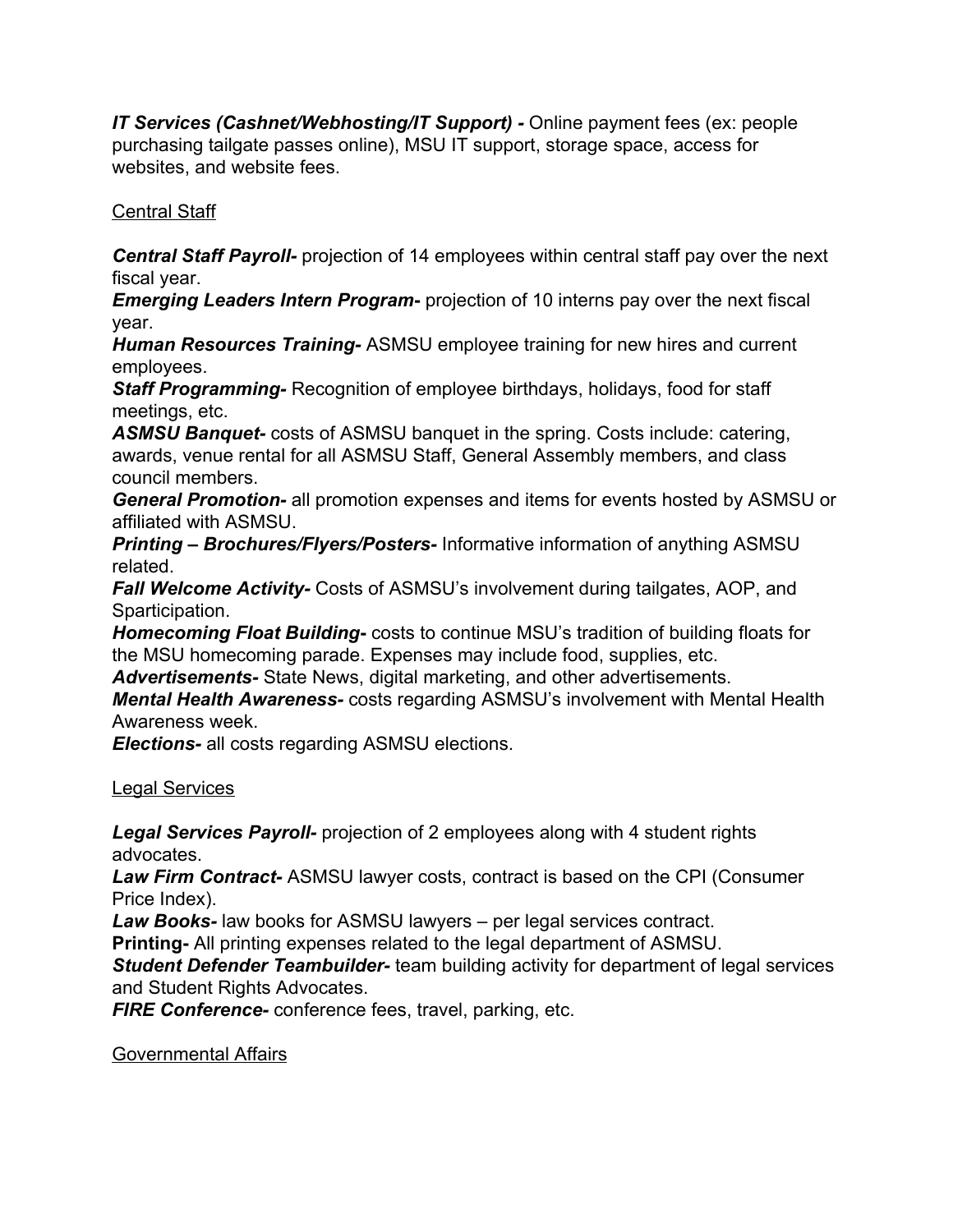***IT Services (Cashnet/Webhosting/IT Support) -*** Online payment fees (ex: people purchasing tailgate passes online), MSU IT support, storage space, access for websites, and website fees.

<u>Central Staff</u>

***Central Staff Payroll-*** projection of 14 employees within central staff pay over the next fiscal year.
***Emerging Leaders Intern Program-*** projection of 10 interns pay over the next fiscal year.
***Human Resources Training-*** ASMSU employee training for new hires and current employees.
***Staff Programming-*** Recognition of employee birthdays, holidays, food for staff meetings, etc.
***ASMSU Banquet-*** costs of ASMSU banquet in the spring. Costs include: catering, awards, venue rental for all ASMSU Staff, General Assembly members, and class council members.
***General Promotion-*** all promotion expenses and items for events hosted by ASMSU or affiliated with ASMSU.
***Printing – Brochures/Flyers/Posters-*** Informative information of anything ASMSU related.
***Fall Welcome Activity-*** Costs of ASMSU's involvement during tailgates, AOP, and Sparticipation.
***Homecoming Float Building-*** costs to continue MSU's tradition of building floats for the MSU homecoming parade. Expenses may include food, supplies, etc.
***Advertisements-*** State News, digital marketing, and other advertisements.
***Mental Health Awareness-*** costs regarding ASMSU's involvement with Mental Health Awareness week.
***Elections-*** all costs regarding ASMSU elections.

<u>Legal Services</u>

***Legal Services Payroll-*** projection of 2 employees along with 4 student rights advocates.
***Law Firm Contract-*** ASMSU lawyer costs, contract is based on the CPI (Consumer Price Index).
***Law Books-*** law books for ASMSU lawyers – per legal services contract.
**Printing-** All printing expenses related to the legal department of ASMSU.
***Student Defender Teambuilder-*** team building activity for department of legal services and Student Rights Advocates.
***FIRE Conference-*** conference fees, travel, parking, etc.

<u>Governmental Affairs</u>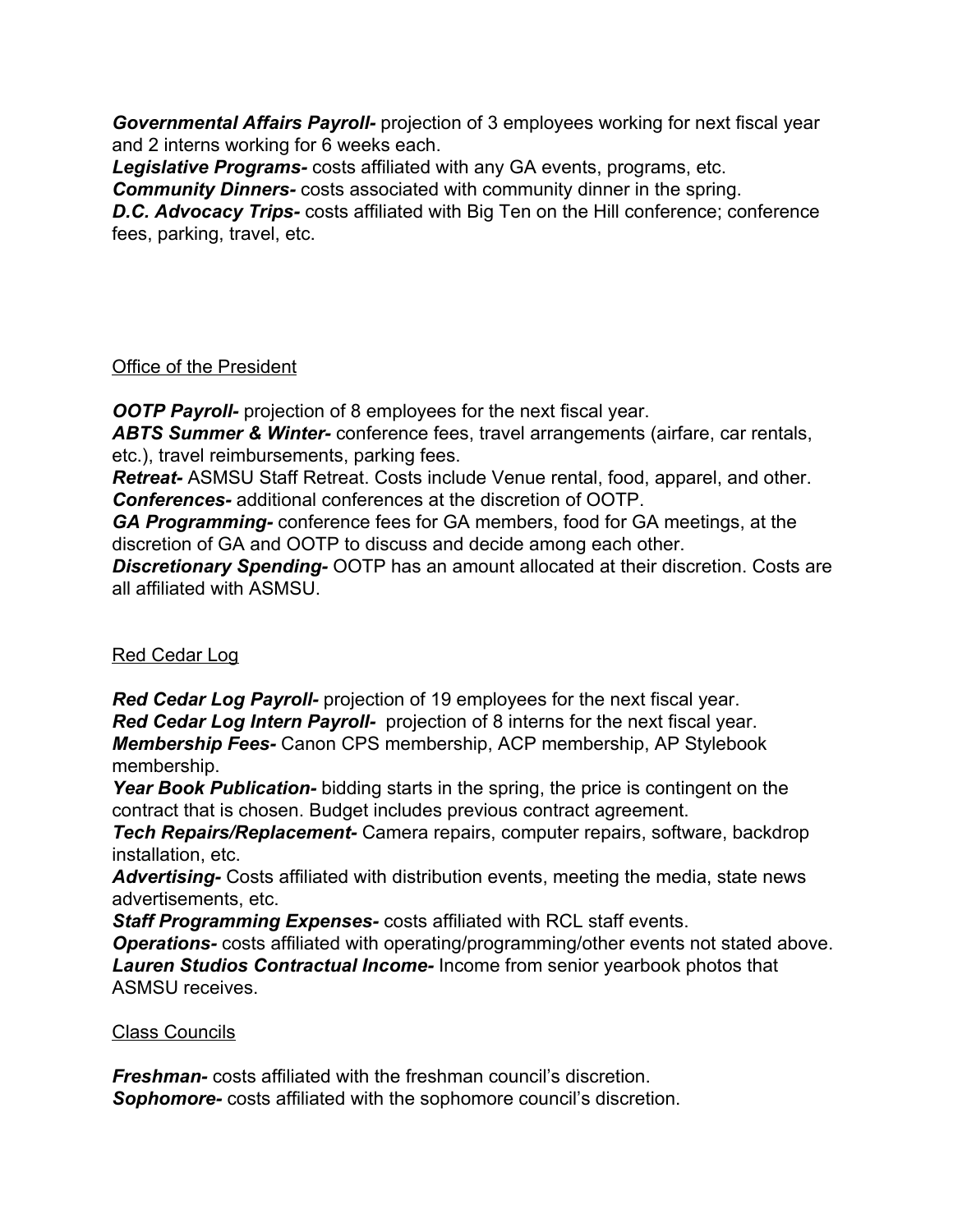***Governmental Affairs Payroll-*** projection of 3 employees working for next fiscal year and 2 interns working for 6 weeks each.
***Legislative Programs-*** costs affiliated with any GA events, programs, etc.
***Community Dinners-*** costs associated with community dinner in the spring.
***D.C. Advocacy Trips-*** costs affiliated with Big Ten on the Hill conference; conference fees, parking, travel, etc.

<u>Office of the President</u>

***OOTP Payroll-*** projection of 8 employees for the next fiscal year.
***ABTS Summer & Winter-*** conference fees, travel arrangements (airfare, car rentals, etc.), travel reimbursements, parking fees.
***Retreat-*** ASMSU Staff Retreat. Costs include Venue rental, food, apparel, and other.
***Conferences-*** additional conferences at the discretion of OOTP.
***GA Programming-*** conference fees for GA members, food for GA meetings, at the discretion of GA and OOTP to discuss and decide among each other.
***Discretionary Spending-*** OOTP has an amount allocated at their discretion. Costs are all affiliated with ASMSU.

<u>Red Cedar Log</u>

***Red Cedar Log Payroll-*** projection of 19 employees for the next fiscal year.
***Red Cedar Log Intern Payroll-*** projection of 8 interns for the next fiscal year.
***Membership Fees-*** Canon CPS membership, ACP membership, AP Stylebook membership.
***Year Book Publication-*** bidding starts in the spring, the price is contingent on the contract that is chosen. Budget includes previous contract agreement.
***Tech Repairs/Replacement-*** Camera repairs, computer repairs, software, backdrop installation, etc.
***Advertising-*** Costs affiliated with distribution events, meeting the media, state news advertisements, etc.
***Staff Programming Expenses-*** costs affiliated with RCL staff events.
***Operations-*** costs affiliated with operating/programming/other events not stated above.
***Lauren Studios Contractual Income-*** Income from senior yearbook photos that ASMSU receives.

<u>Class Councils</u>

***Freshman-*** costs affiliated with the freshman council's discretion.
***Sophomore-*** costs affiliated with the sophomore council's discretion.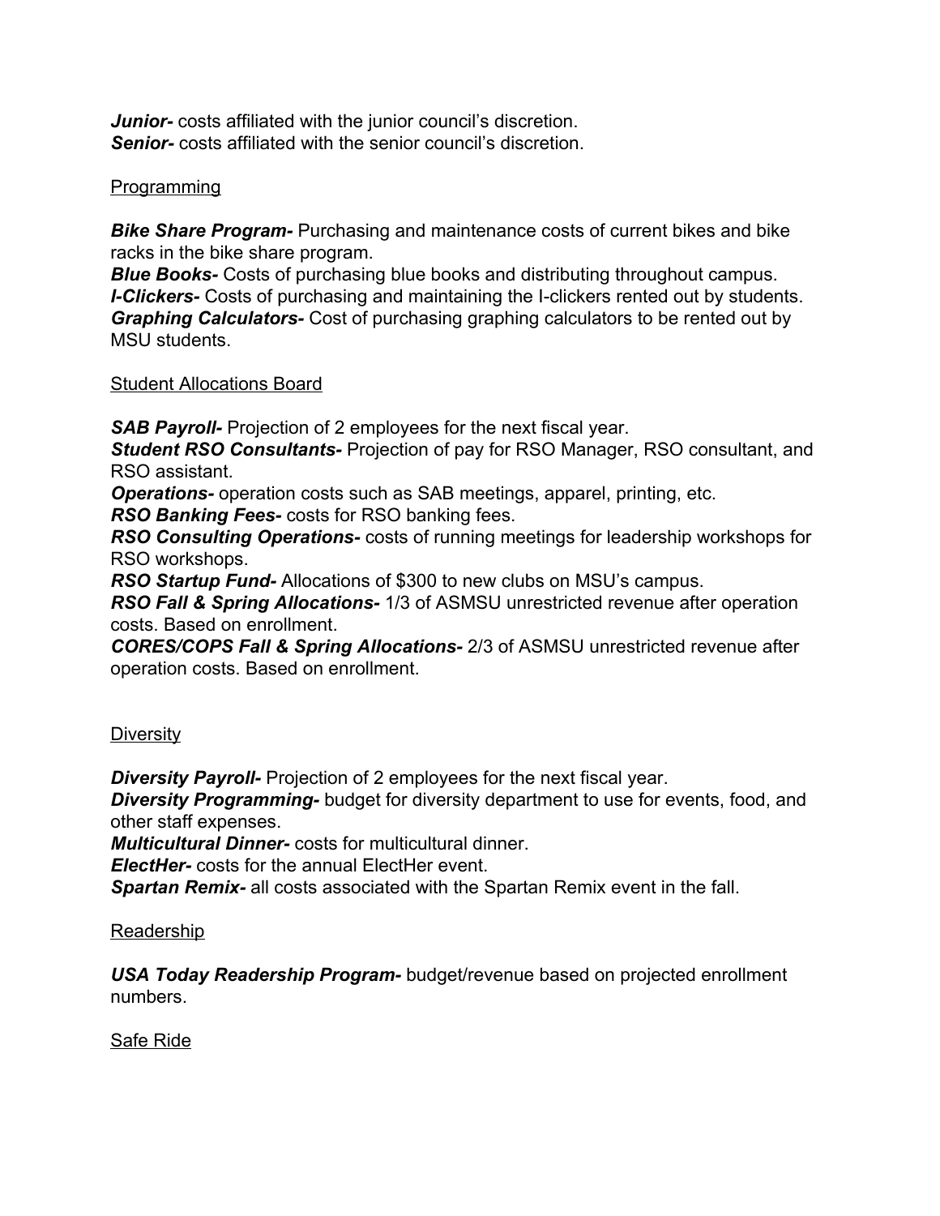***Junior-*** costs affiliated with the junior council's discretion.
***Senior-*** costs affiliated with the senior council's discretion.

<u>Programming</u>

***Bike Share Program-*** Purchasing and maintenance costs of current bikes and bike racks in the bike share program.
***Blue Books-*** Costs of purchasing blue books and distributing throughout campus.
***I-Clickers-*** Costs of purchasing and maintaining the I-clickers rented out by students.
***Graphing Calculators-*** Cost of purchasing graphing calculators to be rented out by MSU students.

<u>Student Allocations Board</u>

***SAB Payroll-*** Projection of 2 employees for the next fiscal year.
***Student RSO Consultants-*** Projection of pay for RSO Manager, RSO consultant, and RSO assistant.
***Operations-*** operation costs such as SAB meetings, apparel, printing, etc.
***RSO Banking Fees-*** costs for RSO banking fees.
***RSO Consulting Operations-*** costs of running meetings for leadership workshops for RSO workshops.
***RSO Startup Fund-*** Allocations of $300 to new clubs on MSU's campus.
***RSO Fall & Spring Allocations-*** 1/3 of ASMSU unrestricted revenue after operation costs. Based on enrollment.
***CORES/COPS Fall & Spring Allocations-*** 2/3 of ASMSU unrestricted revenue after operation costs. Based on enrollment.

<u>Diversity</u>

***Diversity Payroll-*** Projection of 2 employees for the next fiscal year.
***Diversity Programming-*** budget for diversity department to use for events, food, and other staff expenses.
***Multicultural Dinner-*** costs for multicultural dinner.
***ElectHer-*** costs for the annual ElectHer event.
***Spartan Remix-*** all costs associated with the Spartan Remix event in the fall.

<u>Readership</u>

***USA Today Readership Program-*** budget/revenue based on projected enrollment numbers.

<u>Safe Ride</u>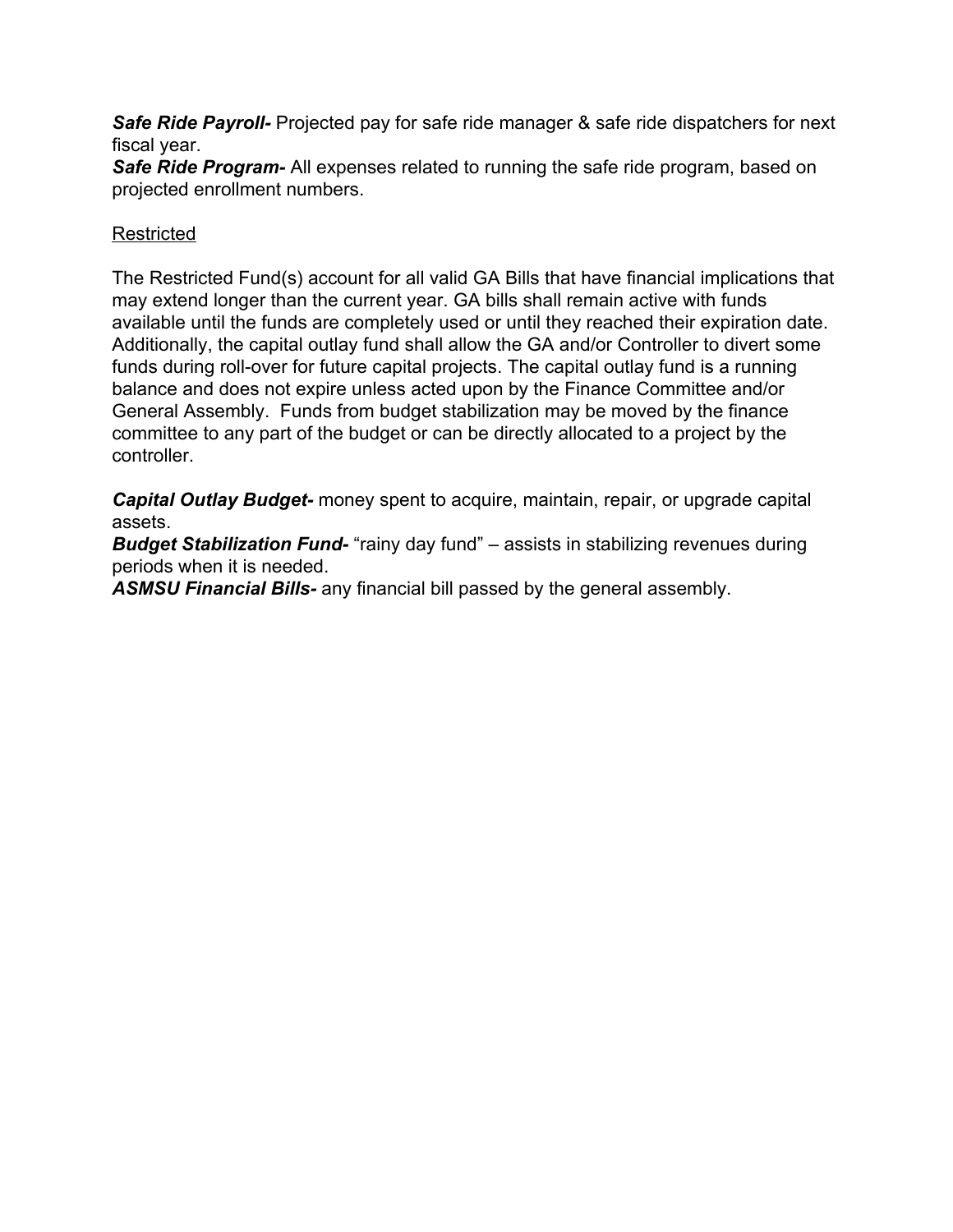***Safe Ride Payroll-*** Projected pay for safe ride manager & safe ride dispatchers for next fiscal year.
***Safe Ride Program-*** All expenses related to running the safe ride program, based on projected enrollment numbers.

<u>Restricted</u>

The Restricted Fund(s) account for all valid GA Bills that have financial implications that may extend longer than the current year. GA bills shall remain active with funds available until the funds are completely used or until they reached their expiration date. Additionally, the capital outlay fund shall allow the GA and/or Controller to divert some funds during roll-over for future capital projects. The capital outlay fund is a running balance and does not expire unless acted upon by the Finance Committee and/or General Assembly. Funds from budget stabilization may be moved by the finance committee to any part of the budget or can be directly allocated to a project by the controller.

***Capital Outlay Budget-*** money spent to acquire, maintain, repair, or upgrade capital assets.
***Budget Stabilization Fund-*** "rainy day fund" – assists in stabilizing revenues during periods when it is needed.
***ASMSU Financial Bills-*** any financial bill passed by the general assembly.